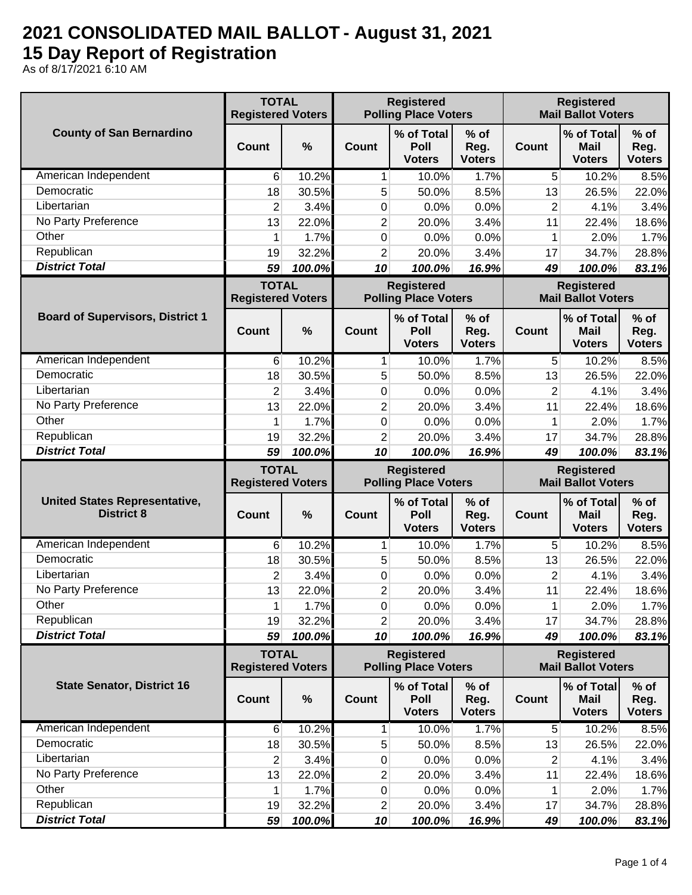# 2021 CONSOLIDATED MAIL BALLOT - August 31, 2021

## 15 Day Report of Registration

As of 8/17/2021 6:10 AM

| County of San Bernardino | TOTAL Registered Voters | | Registered Polling Place Voters | | | Registered Mail Ballot Voters | | |
|---|---|---|---|---|---|---|---|---|
| | Count | % | Count | % of Total Poll Voters | % of Reg. Voters | Count | % of Total Mail Voters | % of Reg. Voters |
| American Independent | 6 | 10.2% | 1 | 10.0% | 1.7% | 5 | 10.2% | 8.5% |
| Democratic | 18 | 30.5% | 5 | 50.0% | 8.5% | 13 | 26.5% | 22.0% |
| Libertarian | 2 | 3.4% | 0 | 0.0% | 0.0% | 2 | 4.1% | 3.4% |
| No Party Preference | 13 | 22.0% | 2 | 20.0% | 3.4% | 11 | 22.4% | 18.6% |
| Other | 1 | 1.7% | 0 | 0.0% | 0.0% | 1 | 2.0% | 1.7% |
| Republican | 19 | 32.2% | 2 | 20.0% | 3.4% | 17 | 34.7% | 28.8% |
| ***District Total*** | ***59*** | ***100.0%*** | ***10*** | ***100.0%*** | ***16.9%*** | ***49*** | ***100.0%*** | ***83.1%*** |

| Board of Supervisors, District 1 | TOTAL Registered Voters | | Registered Polling Place Voters | | | Registered Mail Ballot Voters | | |
|---|---|---|---|---|---|---|---|---|
| | Count | % | Count | % of Total Poll Voters | % of Reg. Voters | Count | % of Total Mail Voters | % of Reg. Voters |
| American Independent | 6 | 10.2% | 1 | 10.0% | 1.7% | 5 | 10.2% | 8.5% |
| Democratic | 18 | 30.5% | 5 | 50.0% | 8.5% | 13 | 26.5% | 22.0% |
| Libertarian | 2 | 3.4% | 0 | 0.0% | 0.0% | 2 | 4.1% | 3.4% |
| No Party Preference | 13 | 22.0% | 2 | 20.0% | 3.4% | 11 | 22.4% | 18.6% |
| Other | 1 | 1.7% | 0 | 0.0% | 0.0% | 1 | 2.0% | 1.7% |
| Republican | 19 | 32.2% | 2 | 20.0% | 3.4% | 17 | 34.7% | 28.8% |
| ***District Total*** | ***59*** | ***100.0%*** | ***10*** | ***100.0%*** | ***16.9%*** | ***49*** | ***100.0%*** | ***83.1%*** |

| United States Representative, District 8 | TOTAL Registered Voters | | Registered Polling Place Voters | | | Registered Mail Ballot Voters | | |
|---|---|---|---|---|---|---|---|---|
| | Count | % | Count | % of Total Poll Voters | % of Reg. Voters | Count | % of Total Mail Voters | % of Reg. Voters |
| American Independent | 6 | 10.2% | 1 | 10.0% | 1.7% | 5 | 10.2% | 8.5% |
| Democratic | 18 | 30.5% | 5 | 50.0% | 8.5% | 13 | 26.5% | 22.0% |
| Libertarian | 2 | 3.4% | 0 | 0.0% | 0.0% | 2 | 4.1% | 3.4% |
| No Party Preference | 13 | 22.0% | 2 | 20.0% | 3.4% | 11 | 22.4% | 18.6% |
| Other | 1 | 1.7% | 0 | 0.0% | 0.0% | 1 | 2.0% | 1.7% |
| Republican | 19 | 32.2% | 2 | 20.0% | 3.4% | 17 | 34.7% | 28.8% |
| ***District Total*** | ***59*** | ***100.0%*** | ***10*** | ***100.0%*** | ***16.9%*** | ***49*** | ***100.0%*** | ***83.1%*** |

| State Senator, District 16 | TOTAL Registered Voters | | Registered Polling Place Voters | | | Registered Mail Ballot Voters | | |
|---|---|---|---|---|---|---|---|---|
| | Count | % | Count | % of Total Poll Voters | % of Reg. Voters | Count | % of Total Mail Voters | % of Reg. Voters |
| American Independent | 6 | 10.2% | 1 | 10.0% | 1.7% | 5 | 10.2% | 8.5% |
| Democratic | 18 | 30.5% | 5 | 50.0% | 8.5% | 13 | 26.5% | 22.0% |
| Libertarian | 2 | 3.4% | 0 | 0.0% | 0.0% | 2 | 4.1% | 3.4% |
| No Party Preference | 13 | 22.0% | 2 | 20.0% | 3.4% | 11 | 22.4% | 18.6% |
| Other | 1 | 1.7% | 0 | 0.0% | 0.0% | 1 | 2.0% | 1.7% |
| Republican | 19 | 32.2% | 2 | 20.0% | 3.4% | 17 | 34.7% | 28.8% |
| ***District Total*** | ***59*** | ***100.0%*** | ***10*** | ***100.0%*** | ***16.9%*** | ***49*** | ***100.0%*** | ***83.1%*** |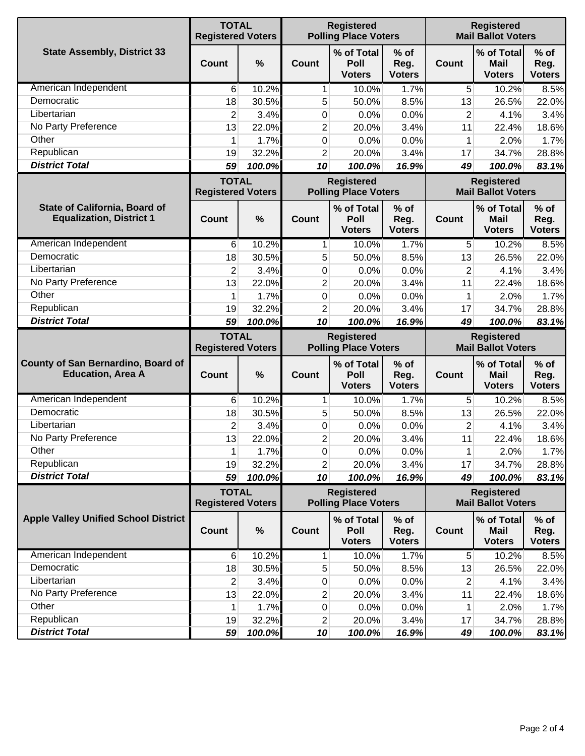| State Assembly, District 33 | TOTAL Registered Voters | | Registered Polling Place Voters | | | Registered Mail Ballot Voters | | |
|---|---|---|---|---|---|---|---|---|
| | Count | % | Count | % of Total Poll Voters | % of Reg. Voters | Count | % of Total Mail Voters | % of Reg. Voters |
| American Independent | 6 | 10.2% | 1 | 10.0% | 1.7% | 5 | 10.2% | 8.5% |
| Democratic | 18 | 30.5% | 5 | 50.0% | 8.5% | 13 | 26.5% | 22.0% |
| Libertarian | 2 | 3.4% | 0 | 0.0% | 0.0% | 2 | 4.1% | 3.4% |
| No Party Preference | 13 | 22.0% | 2 | 20.0% | 3.4% | 11 | 22.4% | 18.6% |
| Other | 1 | 1.7% | 0 | 0.0% | 0.0% | 1 | 2.0% | 1.7% |
| Republican | 19 | 32.2% | 2 | 20.0% | 3.4% | 17 | 34.7% | 28.8% |
| ***District Total*** | ***59*** | ***100.0%*** | ***10*** | ***100.0%*** | ***16.9%*** | ***49*** | ***100.0%*** | ***83.1%*** |

| State of California, Board of Equalization, District 1 | TOTAL Registered Voters | | Registered Polling Place Voters | | | Registered Mail Ballot Voters | | |
|---|---|---|---|---|---|---|---|---|
| | Count | % | Count | % of Total Poll Voters | % of Reg. Voters | Count | % of Total Mail Voters | % of Reg. Voters |
| American Independent | 6 | 10.2% | 1 | 10.0% | 1.7% | 5 | 10.2% | 8.5% |
| Democratic | 18 | 30.5% | 5 | 50.0% | 8.5% | 13 | 26.5% | 22.0% |
| Libertarian | 2 | 3.4% | 0 | 0.0% | 0.0% | 2 | 4.1% | 3.4% |
| No Party Preference | 13 | 22.0% | 2 | 20.0% | 3.4% | 11 | 22.4% | 18.6% |
| Other | 1 | 1.7% | 0 | 0.0% | 0.0% | 1 | 2.0% | 1.7% |
| Republican | 19 | 32.2% | 2 | 20.0% | 3.4% | 17 | 34.7% | 28.8% |
| ***District Total*** | ***59*** | ***100.0%*** | ***10*** | ***100.0%*** | ***16.9%*** | ***49*** | ***100.0%*** | ***83.1%*** |

| County of San Bernardino, Board of Education, Area A | TOTAL Registered Voters | | Registered Polling Place Voters | | | Registered Mail Ballot Voters | | |
|---|---|---|---|---|---|---|---|---|
| | Count | % | Count | % of Total Poll Voters | % of Reg. Voters | Count | % of Total Mail Voters | % of Reg. Voters |
| American Independent | 6 | 10.2% | 1 | 10.0% | 1.7% | 5 | 10.2% | 8.5% |
| Democratic | 18 | 30.5% | 5 | 50.0% | 8.5% | 13 | 26.5% | 22.0% |
| Libertarian | 2 | 3.4% | 0 | 0.0% | 0.0% | 2 | 4.1% | 3.4% |
| No Party Preference | 13 | 22.0% | 2 | 20.0% | 3.4% | 11 | 22.4% | 18.6% |
| Other | 1 | 1.7% | 0 | 0.0% | 0.0% | 1 | 2.0% | 1.7% |
| Republican | 19 | 32.2% | 2 | 20.0% | 3.4% | 17 | 34.7% | 28.8% |
| ***District Total*** | ***59*** | ***100.0%*** | ***10*** | ***100.0%*** | ***16.9%*** | ***49*** | ***100.0%*** | ***83.1%*** |

| Apple Valley Unified School District | TOTAL Registered Voters | | Registered Polling Place Voters | | | Registered Mail Ballot Voters | | |
|---|---|---|---|---|---|---|---|---|
| | Count | % | Count | % of Total Poll Voters | % of Reg. Voters | Count | % of Total Mail Voters | % of Reg. Voters |
| American Independent | 6 | 10.2% | 1 | 10.0% | 1.7% | 5 | 10.2% | 8.5% |
| Democratic | 18 | 30.5% | 5 | 50.0% | 8.5% | 13 | 26.5% | 22.0% |
| Libertarian | 2 | 3.4% | 0 | 0.0% | 0.0% | 2 | 4.1% | 3.4% |
| No Party Preference | 13 | 22.0% | 2 | 20.0% | 3.4% | 11 | 22.4% | 18.6% |
| Other | 1 | 1.7% | 0 | 0.0% | 0.0% | 1 | 2.0% | 1.7% |
| Republican | 19 | 32.2% | 2 | 20.0% | 3.4% | 17 | 34.7% | 28.8% |
| ***District Total*** | ***59*** | ***100.0%*** | ***10*** | ***100.0%*** | ***16.9%*** | ***49*** | ***100.0%*** | ***83.1%*** |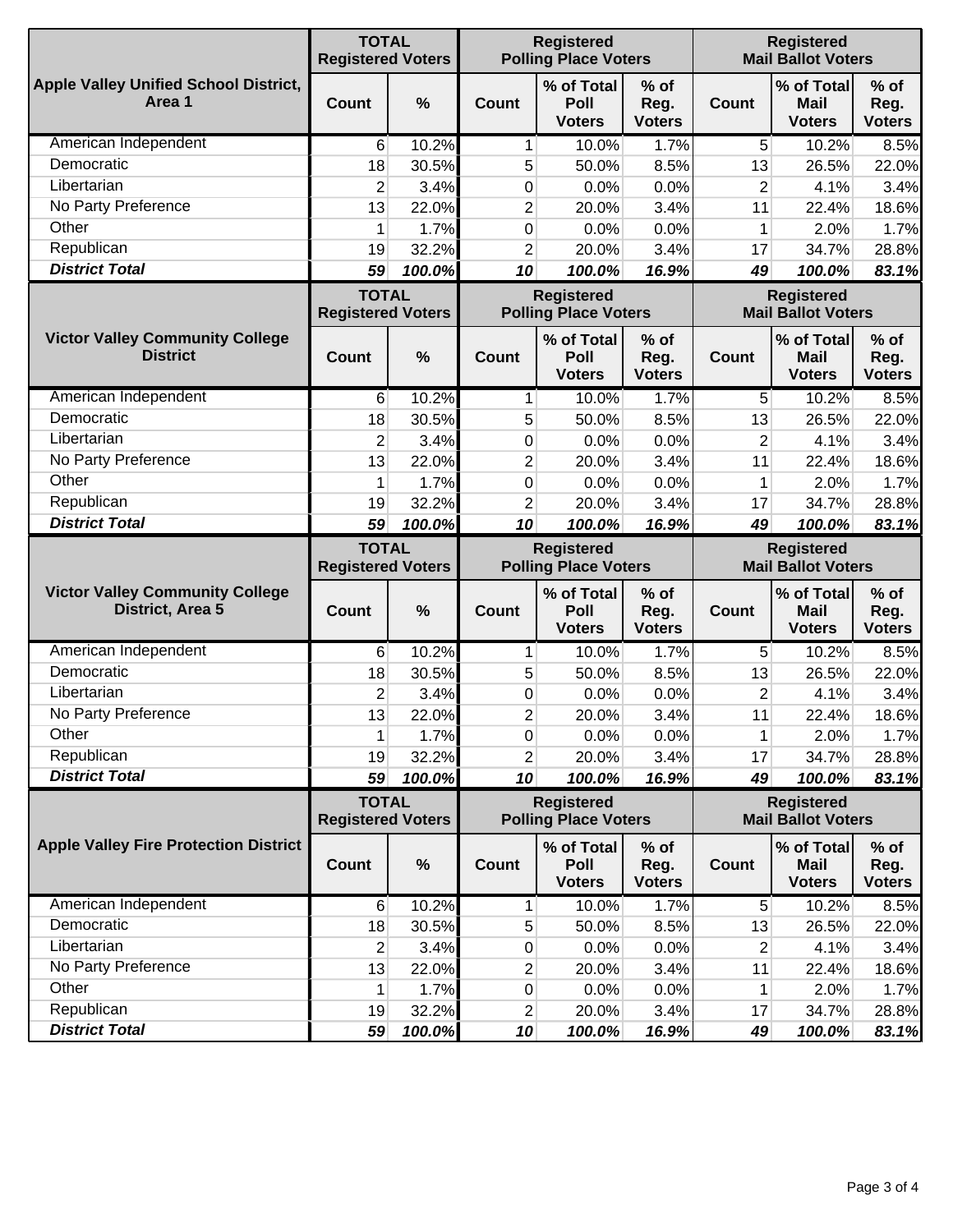| Apple Valley Unified School District, Area 1 | TOTAL Registered Voters | | Registered Polling Place Voters | | | Registered Mail Ballot Voters | | |
|---|---|---|---|---|---|---|---|---|
| | Count | % | Count | % of Total Poll Voters | % of Reg. Voters | Count | % of Total Mail Voters | % of Reg. Voters |
| American Independent | 6 | 10.2% | 1 | 10.0% | 1.7% | 5 | 10.2% | 8.5% |
| Democratic | 18 | 30.5% | 5 | 50.0% | 8.5% | 13 | 26.5% | 22.0% |
| Libertarian | 2 | 3.4% | 0 | 0.0% | 0.0% | 2 | 4.1% | 3.4% |
| No Party Preference | 13 | 22.0% | 2 | 20.0% | 3.4% | 11 | 22.4% | 18.6% |
| Other | 1 | 1.7% | 0 | 0.0% | 0.0% | 1 | 2.0% | 1.7% |
| Republican | 19 | 32.2% | 2 | 20.0% | 3.4% | 17 | 34.7% | 28.8% |
| ***District Total*** | ***59*** | ***100.0%*** | ***10*** | ***100.0%*** | ***16.9%*** | ***49*** | ***100.0%*** | ***83.1%*** |

| Victor Valley Community College District | TOTAL Registered Voters | | Registered Polling Place Voters | | | Registered Mail Ballot Voters | | |
|---|---|---|---|---|---|---|---|---|
| | Count | % | Count | % of Total Poll Voters | % of Reg. Voters | Count | % of Total Mail Voters | % of Reg. Voters |
| American Independent | 6 | 10.2% | 1 | 10.0% | 1.7% | 5 | 10.2% | 8.5% |
| Democratic | 18 | 30.5% | 5 | 50.0% | 8.5% | 13 | 26.5% | 22.0% |
| Libertarian | 2 | 3.4% | 0 | 0.0% | 0.0% | 2 | 4.1% | 3.4% |
| No Party Preference | 13 | 22.0% | 2 | 20.0% | 3.4% | 11 | 22.4% | 18.6% |
| Other | 1 | 1.7% | 0 | 0.0% | 0.0% | 1 | 2.0% | 1.7% |
| Republican | 19 | 32.2% | 2 | 20.0% | 3.4% | 17 | 34.7% | 28.8% |
| ***District Total*** | ***59*** | ***100.0%*** | ***10*** | ***100.0%*** | ***16.9%*** | ***49*** | ***100.0%*** | ***83.1%*** |

| Victor Valley Community College District, Area 5 | TOTAL Registered Voters | | Registered Polling Place Voters | | | Registered Mail Ballot Voters | | |
|---|---|---|---|---|---|---|---|---|
| | Count | % | Count | % of Total Poll Voters | % of Reg. Voters | Count | % of Total Mail Voters | % of Reg. Voters |
| American Independent | 6 | 10.2% | 1 | 10.0% | 1.7% | 5 | 10.2% | 8.5% |
| Democratic | 18 | 30.5% | 5 | 50.0% | 8.5% | 13 | 26.5% | 22.0% |
| Libertarian | 2 | 3.4% | 0 | 0.0% | 0.0% | 2 | 4.1% | 3.4% |
| No Party Preference | 13 | 22.0% | 2 | 20.0% | 3.4% | 11 | 22.4% | 18.6% |
| Other | 1 | 1.7% | 0 | 0.0% | 0.0% | 1 | 2.0% | 1.7% |
| Republican | 19 | 32.2% | 2 | 20.0% | 3.4% | 17 | 34.7% | 28.8% |
| ***District Total*** | ***59*** | ***100.0%*** | ***10*** | ***100.0%*** | ***16.9%*** | ***49*** | ***100.0%*** | ***83.1%*** |

| Apple Valley Fire Protection District | TOTAL Registered Voters | | Registered Polling Place Voters | | | Registered Mail Ballot Voters | | |
|---|---|---|---|---|---|---|---|---|
| | Count | % | Count | % of Total Poll Voters | % of Reg. Voters | Count | % of Total Mail Voters | % of Reg. Voters |
| American Independent | 6 | 10.2% | 1 | 10.0% | 1.7% | 5 | 10.2% | 8.5% |
| Democratic | 18 | 30.5% | 5 | 50.0% | 8.5% | 13 | 26.5% | 22.0% |
| Libertarian | 2 | 3.4% | 0 | 0.0% | 0.0% | 2 | 4.1% | 3.4% |
| No Party Preference | 13 | 22.0% | 2 | 20.0% | 3.4% | 11 | 22.4% | 18.6% |
| Other | 1 | 1.7% | 0 | 0.0% | 0.0% | 1 | 2.0% | 1.7% |
| Republican | 19 | 32.2% | 2 | 20.0% | 3.4% | 17 | 34.7% | 28.8% |
| ***District Total*** | ***59*** | ***100.0%*** | ***10*** | ***100.0%*** | ***16.9%*** | ***49*** | ***100.0%*** | ***83.1%*** |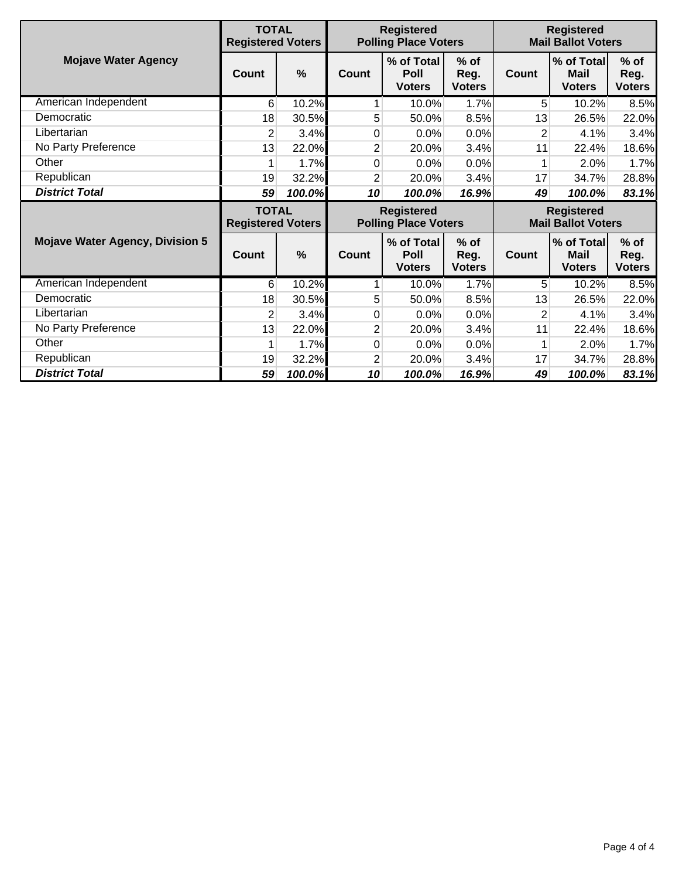| Mojave Water Agency | TOTAL Registered Voters | | Registered Polling Place Voters | | | Registered Mail Ballot Voters | | |
|---|---|---|---|---|---|---|---|---|
| | Count | % | Count | % of Total Poll Voters | % of Reg. Voters | Count | % of Total Mail Voters | % of Reg. Voters |
| American Independent | 6 | 10.2% | 1 | 10.0% | 1.7% | 5 | 10.2% | 8.5% |
| Democratic | 18 | 30.5% | 5 | 50.0% | 8.5% | 13 | 26.5% | 22.0% |
| Libertarian | 2 | 3.4% | 0 | 0.0% | 0.0% | 2 | 4.1% | 3.4% |
| No Party Preference | 13 | 22.0% | 2 | 20.0% | 3.4% | 11 | 22.4% | 18.6% |
| Other | 1 | 1.7% | 0 | 0.0% | 0.0% | 1 | 2.0% | 1.7% |
| Republican | 19 | 32.2% | 2 | 20.0% | 3.4% | 17 | 34.7% | 28.8% |
| ***District Total*** | ***59*** | ***100.0%*** | ***10*** | ***100.0%*** | ***16.9%*** | ***49*** | ***100.0%*** | ***83.1%*** |

| Mojave Water Agency, Division 5 | TOTAL Registered Voters | | Registered Polling Place Voters | | | Registered Mail Ballot Voters | | |
|---|---|---|---|---|---|---|---|---|
| | Count | % | Count | % of Total Poll Voters | % of Reg. Voters | Count | % of Total Mail Voters | % of Reg. Voters |
| American Independent | 6 | 10.2% | 1 | 10.0% | 1.7% | 5 | 10.2% | 8.5% |
| Democratic | 18 | 30.5% | 5 | 50.0% | 8.5% | 13 | 26.5% | 22.0% |
| Libertarian | 2 | 3.4% | 0 | 0.0% | 0.0% | 2 | 4.1% | 3.4% |
| No Party Preference | 13 | 22.0% | 2 | 20.0% | 3.4% | 11 | 22.4% | 18.6% |
| Other | 1 | 1.7% | 0 | 0.0% | 0.0% | 1 | 2.0% | 1.7% |
| Republican | 19 | 32.2% | 2 | 20.0% | 3.4% | 17 | 34.7% | 28.8% |
| ***District Total*** | ***59*** | ***100.0%*** | ***10*** | ***100.0%*** | ***16.9%*** | ***49*** | ***100.0%*** | ***83.1%*** |